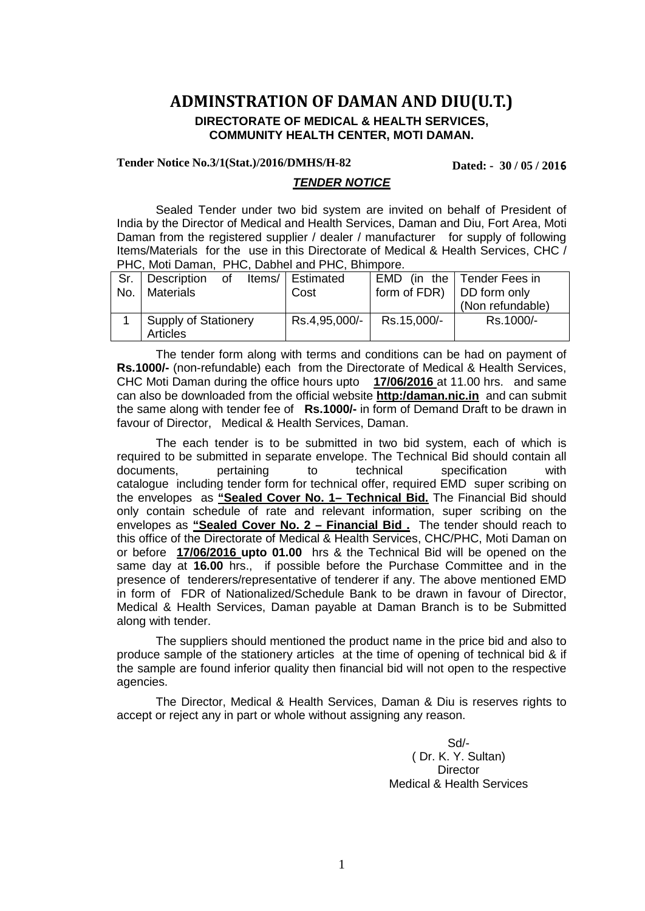# ADMINSTRATION OF DAMAN AND DIU(U.T.)

**DIRECTORATE OF MEDICAL & HEALTH SERVICES,**
**COMMUNITY HEALTH CENTER, MOTI DAMAN.**

**Tender Notice No.3/1(Stat.)/2016/DMHS/H-82** **Dated: - 30 / 05 / 2016**

***TENDER NOTICE***

Sealed Tender under two bid system are invited on behalf of President of India by the Director of Medical and Health Services, Daman and Diu, Fort Area, Moti Daman from the registered supplier / dealer / manufacturer for supply of following Items/Materials for the use in this Directorate of Medical & Health Services, CHC / PHC, Moti Daman, PHC, Dabhel and PHC, Bhimpore.

| Sr. No. | Description of Items/ Materials | Estimated Cost | EMD (in the form of FDR) | Tender Fees in DD form only (Non refundable) |
|---|---|---|---|---|
| 1 | Supply of Stationery Articles | Rs.4,95,000/- | Rs.15,000/- | Rs.1000/- |

The tender form along with terms and conditions can be had on payment of **Rs.1000/-** (non-refundable) each from the Directorate of Medical & Health Services, CHC Moti Daman during the office hours upto **17/06/2016** at 11.00 hrs. and same can also be downloaded from the official website **http:/daman.nic.in** and can submit the same along with tender fee of **Rs.1000/-** in form of Demand Draft to be drawn in favour of Director, Medical & Health Services, Daman.

The each tender is to be submitted in two bid system, each of which is required to be submitted in separate envelope. The Technical Bid should contain all documents, pertaining to technical specification with catalogue including tender form for technical offer, required EMD super scribing on the envelopes as **"Sealed Cover No. 1– Technical Bid.** The Financial Bid should only contain schedule of rate and relevant information, super scribing on the envelopes as **"Sealed Cover No. 2 – Financial Bid .** The tender should reach to this office of the Directorate of Medical & Health Services, CHC/PHC, Moti Daman on or before **17/06/2016 upto 01.00** hrs & the Technical Bid will be opened on the same day at **16.00** hrs., if possible before the Purchase Committee and in the presence of tenderers/representative of tenderer if any. The above mentioned EMD in form of FDR of Nationalized/Schedule Bank to be drawn in favour of Director, Medical & Health Services, Daman payable at Daman Branch is to be Submitted along with tender.

The suppliers should mentioned the product name in the price bid and also to produce sample of the stationery articles at the time of opening of technical bid & if the sample are found inferior quality then financial bid will not open to the respective agencies.

The Director, Medical & Health Services, Daman & Diu is reserves rights to accept or reject any in part or whole without assigning any reason.

Sd/-
( Dr. K. Y. Sultan)
Director
Medical & Health Services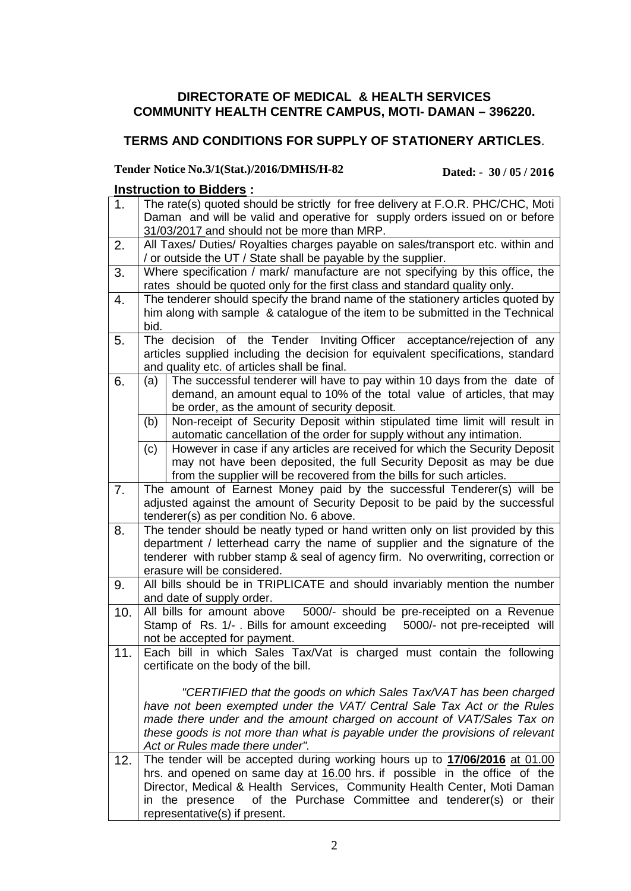**DIRECTORATE OF MEDICAL & HEALTH SERVICES**
**COMMUNITY HEALTH CENTRE CAMPUS, MOTI- DAMAN – 396220.**

## TERMS AND CONDITIONS FOR SUPPLY OF STATIONERY ARTICLES.

**Tender Notice No.3/1(Stat.)/2016/DMHS/H-82** **Dated: - 30 / 05 / 2016**

**Instruction to Bidders :**

| | | |
|---|---|---|
| 1. | The rate(s) quoted should be strictly for free delivery at F.O.R. PHC/CHC, Moti Daman and will be valid and operative for supply orders issued on or before 31/03/2017 and should not be more than MRP. | |
| 2. | All Taxes/ Duties/ Royalties charges payable on sales/transport etc. within and / or outside the UT / State shall be payable by the supplier. | |
| 3. | Where specification / mark/ manufacture are not specifying by this office, the rates should be quoted only for the first class and standard quality only. | |
| 4. | The tenderer should specify the brand name of the stationery articles quoted by him along with sample & catalogue of the item to be submitted in the Technical bid. | |
| 5. | The decision of the Tender Inviting Officer acceptance/rejection of any articles supplied including the decision for equivalent specifications, standard and quality etc. of articles shall be final. | |
| 6. | (a) | The successful tenderer will have to pay within 10 days from the date of demand, an amount equal to 10% of the total value of articles, that may be order, as the amount of security deposit. |
| | (b) | Non-receipt of Security Deposit within stipulated time limit will result in automatic cancellation of the order for supply without any intimation. |
| | (c) | However in case if any articles are received for which the Security Deposit may not have been deposited, the full Security Deposit as may be due from the supplier will be recovered from the bills for such articles. |
| 7. | The amount of Earnest Money paid by the successful Tenderer(s) will be adjusted against the amount of Security Deposit to be paid by the successful tenderer(s) as per condition No. 6 above. | |
| 8. | The tender should be neatly typed or hand written only on list provided by this department / letterhead carry the name of supplier and the signature of the tenderer with rubber stamp & seal of agency firm. No overwriting, correction or erasure will be considered. | |
| 9. | All bills should be in TRIPLICATE and should invariably mention the number and date of supply order. | |
| 10. | All bills for amount above 5000/- should be pre-receipted on a Revenue Stamp of Rs. 1/- . Bills for amount exceeding 5000/- not pre-receipted will not be accepted for payment. | |
| 11. | Each bill in which Sales Tax/Vat is charged must contain the following certificate on the body of the bill. *"CERTIFIED that the goods on which Sales Tax/VAT has been charged have not been exempted under the VAT/ Central Sale Tax Act or the Rules made there under and the amount charged on account of VAT/Sales Tax on these goods is not more than what is payable under the provisions of relevant Act or Rules made there under".* | |
| 12. | The tender will be accepted during working hours up to **17/06/2016** at 01.00 hrs. and opened on same day at 16.00 hrs. if possible in the office of the Director, Medical & Health Services, Community Health Center, Moti Daman in the presence of the Purchase Committee and tenderer(s) or their representative(s) if present. | |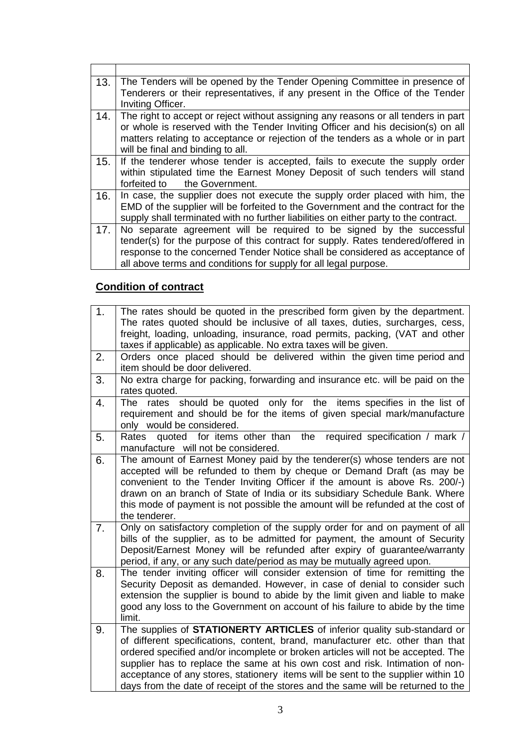| | |
|---|---|
| | |
| 13. | The Tenders will be opened by the Tender Opening Committee in presence of Tenderers or their representatives, if any present in the Office of the Tender Inviting Officer. |
| 14. | The right to accept or reject without assigning any reasons or all tenders in part or whole is reserved with the Tender Inviting Officer and his decision(s) on all matters relating to acceptance or rejection of the tenders as a whole or in part will be final and binding to all. |
| 15. | If the tenderer whose tender is accepted, fails to execute the supply order within stipulated time the Earnest Money Deposit of such tenders will stand forfeited to the Government. |
| 16. | In case, the supplier does not execute the supply order placed with him, the EMD of the supplier will be forfeited to the Government and the contract for the supply shall terminated with no further liabilities on either party to the contract. |
| 17. | No separate agreement will be required to be signed by the successful tender(s) for the purpose of this contract for supply. Rates tendered/offered in response to the concerned Tender Notice shall be considered as acceptance of all above terms and conditions for supply for all legal purpose. |

## **Condition of contract**

| | |
|---|---|
| 1. | The rates should be quoted in the prescribed form given by the department. The rates quoted should be inclusive of all taxes, duties, surcharges, cess, freight, loading, unloading, insurance, road permits, packing, (VAT and other taxes if applicable) as applicable. No extra taxes will be given. |
| 2. | Orders once placed should be delivered within the given time period and item should be door delivered. |
| 3. | No extra charge for packing, forwarding and insurance etc. will be paid on the rates quoted. |
| 4. | The rates should be quoted only for the items specifies in the list of requirement and should be for the items of given special mark/manufacture only would be considered. |
| 5. | Rates quoted for items other than the required specification / mark / manufacture will not be considered. |
| 6. | The amount of Earnest Money paid by the tenderer(s) whose tenders are not accepted will be refunded to them by cheque or Demand Draft (as may be convenient to the Tender Inviting Officer if the amount is above Rs. 200/-) drawn on an branch of State of India or its subsidiary Schedule Bank. Where this mode of payment is not possible the amount will be refunded at the cost of the tenderer. |
| 7. | Only on satisfactory completion of the supply order for and on payment of all bills of the supplier, as to be admitted for payment, the amount of Security Deposit/Earnest Money will be refunded after expiry of guarantee/warranty period, if any, or any such date/period as may be mutually agreed upon. |
| 8. | The tender inviting officer will consider extension of time for remitting the Security Deposit as demanded. However, in case of denial to consider such extension the supplier is bound to abide by the limit given and liable to make good any loss to the Government on account of his failure to abide by the time limit. |
| 9. | The supplies of **STATIONERTY ARTICLES** of inferior quality sub-standard or of different specifications, content, brand, manufacturer etc. other than that ordered specified and/or incomplete or broken articles will not be accepted. The supplier has to replace the same at his own cost and risk. Intimation of non-acceptance of any stores, stationery items will be sent to the supplier within 10 days from the date of receipt of the stores and the same will be returned to the |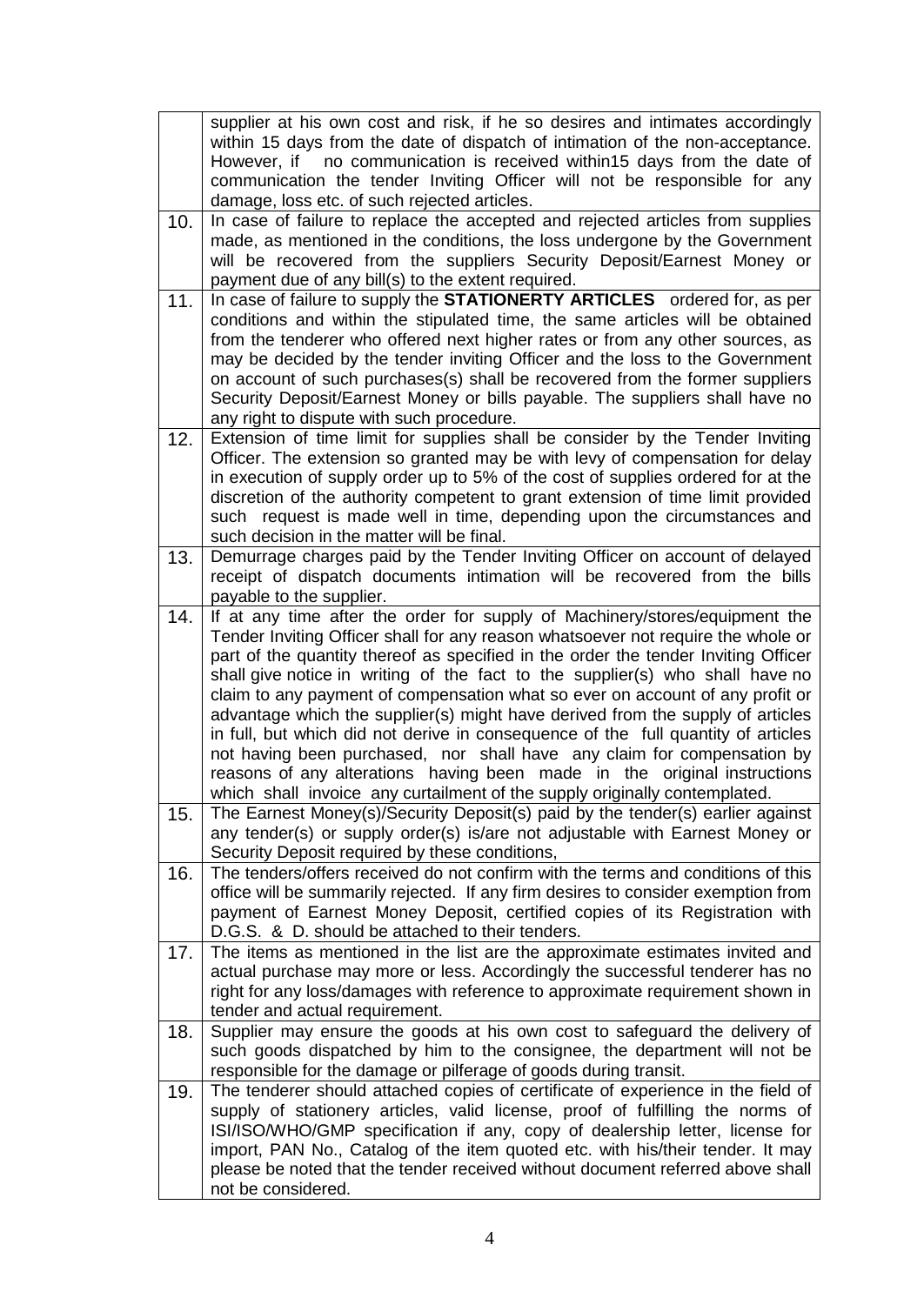| | |
|---|---|
| | supplier at his own cost and risk, if he so desires and intimates accordingly within 15 days from the date of dispatch of intimation of the non-acceptance. However, if no communication is received within15 days from the date of communication the tender Inviting Officer will not be responsible for any damage, loss etc. of such rejected articles. |
| 10. | In case of failure to replace the accepted and rejected articles from supplies made, as mentioned in the conditions, the loss undergone by the Government will be recovered from the suppliers Security Deposit/Earnest Money or payment due of any bill(s) to the extent required. |
| 11. | In case of failure to supply the **STATIONERTY ARTICLES** ordered for, as per conditions and within the stipulated time, the same articles will be obtained from the tenderer who offered next higher rates or from any other sources, as may be decided by the tender inviting Officer and the loss to the Government on account of such purchases(s) shall be recovered from the former suppliers Security Deposit/Earnest Money or bills payable. The suppliers shall have no any right to dispute with such procedure. |
| 12. | Extension of time limit for supplies shall be consider by the Tender Inviting Officer. The extension so granted may be with levy of compensation for delay in execution of supply order up to 5% of the cost of supplies ordered for at the discretion of the authority competent to grant extension of time limit provided such request is made well in time, depending upon the circumstances and such decision in the matter will be final. |
| 13. | Demurrage charges paid by the Tender Inviting Officer on account of delayed receipt of dispatch documents intimation will be recovered from the bills payable to the supplier. |
| 14. | If at any time after the order for supply of Machinery/stores/equipment the Tender Inviting Officer shall for any reason whatsoever not require the whole or part of the quantity thereof as specified in the order the tender Inviting Officer shall give notice in writing of the fact to the supplier(s) who shall have no claim to any payment of compensation what so ever on account of any profit or advantage which the supplier(s) might have derived from the supply of articles in full, but which did not derive in consequence of the full quantity of articles not having been purchased, nor shall have any claim for compensation by reasons of any alterations having been made in the original instructions which shall invoice any curtailment of the supply originally contemplated. |
| 15. | The Earnest Money(s)/Security Deposit(s) paid by the tender(s) earlier against any tender(s) or supply order(s) is/are not adjustable with Earnest Money or Security Deposit required by these conditions, |
| 16. | The tenders/offers received do not confirm with the terms and conditions of this office will be summarily rejected. If any firm desires to consider exemption from payment of Earnest Money Deposit, certified copies of its Registration with D.G.S. & D. should be attached to their tenders. |
| 17. | The items as mentioned in the list are the approximate estimates invited and actual purchase may more or less. Accordingly the successful tenderer has no right for any loss/damages with reference to approximate requirement shown in tender and actual requirement. |
| 18. | Supplier may ensure the goods at his own cost to safeguard the delivery of such goods dispatched by him to the consignee, the department will not be responsible for the damage or pilferage of goods during transit. |
| 19. | The tenderer should attached copies of certificate of experience in the field of supply of stationery articles, valid license, proof of fulfilling the norms of ISI/ISO/WHO/GMP specification if any, copy of dealership letter, license for import, PAN No., Catalog of the item quoted etc. with his/their tender. It may please be noted that the tender received without document referred above shall not be considered. |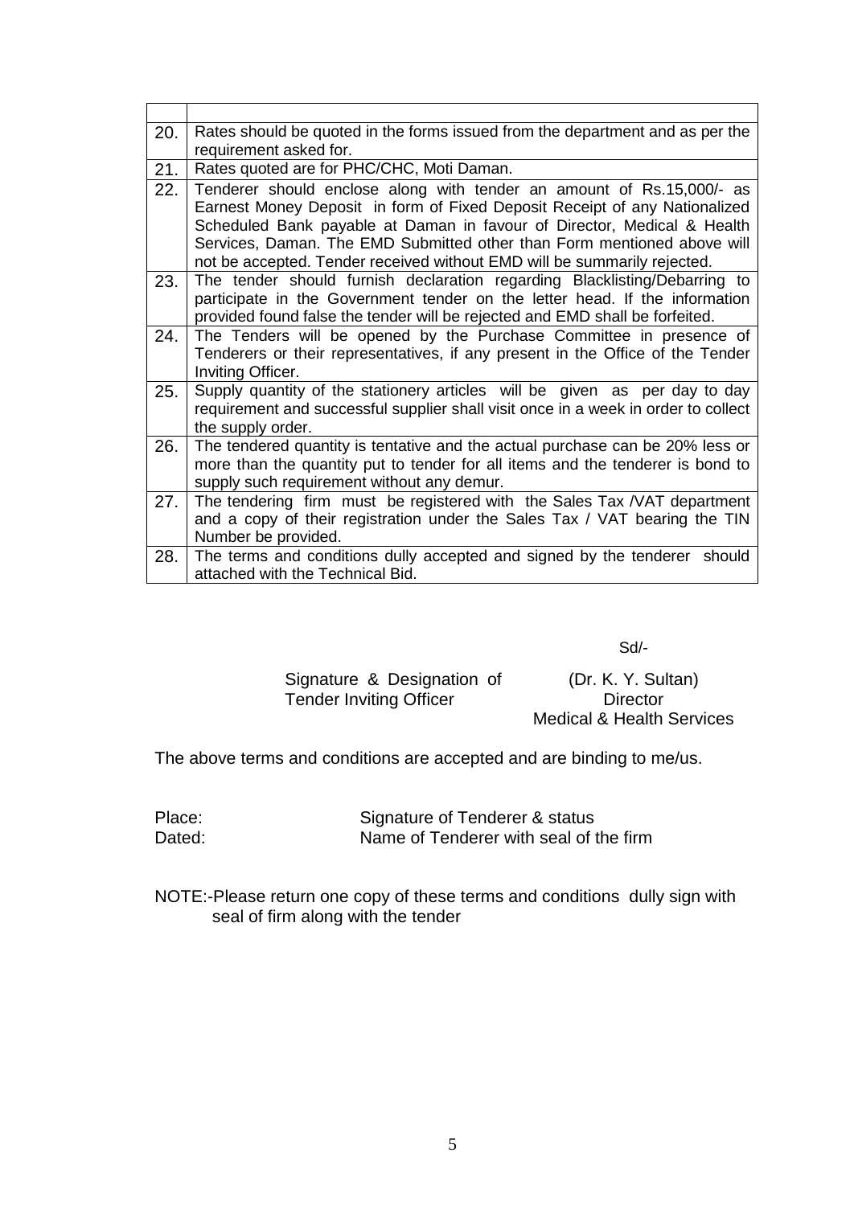| | |
|---|---|
| 20. | Rates should be quoted in the forms issued from the department and as per the requirement asked for. |
| 21. | Rates quoted are for PHC/CHC, Moti Daman. |
| 22. | Tenderer should enclose along with tender an amount of Rs.15,000/- as Earnest Money Deposit in form of Fixed Deposit Receipt of any Nationalized Scheduled Bank payable at Daman in favour of Director, Medical & Health Services, Daman. The EMD Submitted other than Form mentioned above will not be accepted. Tender received without EMD will be summarily rejected. |
| 23. | The tender should furnish declaration regarding Blacklisting/Debarring to participate in the Government tender on the letter head. If the information provided found false the tender will be rejected and EMD shall be forfeited. |
| 24. | The Tenders will be opened by the Purchase Committee in presence of Tenderers or their representatives, if any present in the Office of the Tender Inviting Officer. |
| 25. | Supply quantity of the stationery articles will be given as per day to day requirement and successful supplier shall visit once in a week in order to collect the supply order. |
| 26. | The tendered quantity is tentative and the actual purchase can be 20% less or more than the quantity put to tender for all items and the tenderer is bond to supply such requirement without any demur. |
| 27. | The tendering firm must be registered with the Sales Tax /VAT department and a copy of their registration under the Sales Tax / VAT bearing the TIN Number be provided. |
| 28. | The terms and conditions dully accepted and signed by the tenderer should attached with the Technical Bid. |

Sd/-

Signature & Designation of Tender Inviting Officer

(Dr. K. Y. Sultan)
Director
Medical & Health Services

The above terms and conditions are accepted and are binding to me/us.

Place: Signature of Tenderer & status
Dated: Name of Tenderer with seal of the firm

NOTE:-Please return one copy of these terms and conditions dully sign with seal of firm along with the tender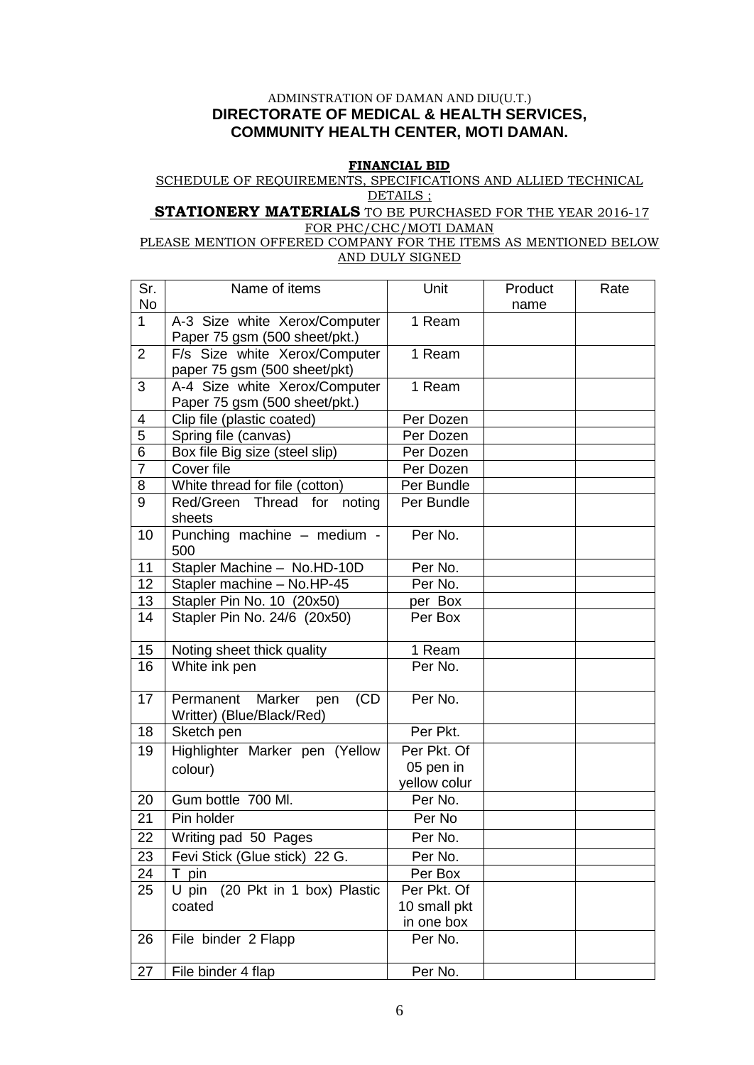ADMINSTRATION OF DAMAN AND DIU(U.T.)

**DIRECTORATE OF MEDICAL & HEALTH SERVICES, COMMUNITY HEALTH CENTER, MOTI DAMAN.**

**FINANCIAL BID**

SCHEDULE OF REQUIREMENTS, SPECIFICATIONS AND ALLIED TECHNICAL DETAILS ;

**STATIONERY MATERIALS** TO BE PURCHASED FOR THE YEAR 2016-17 FOR PHC/CHC/MOTI DAMAN

PLEASE MENTION OFFERED COMPANY FOR THE ITEMS AS MENTIONED BELOW AND DULY SIGNED

| Sr. No | Name of items | Unit | Product name | Rate |
|---|---|---|---|---|
| 1 | A-3 Size white Xerox/Computer Paper 75 gsm (500 sheet/pkt.) | 1 Ream | | |
| 2 | F/s Size white Xerox/Computer paper 75 gsm (500 sheet/pkt) | 1 Ream | | |
| 3 | A-4 Size white Xerox/Computer Paper 75 gsm (500 sheet/pkt.) | 1 Ream | | |
| 4 | Clip file (plastic coated) | Per Dozen | | |
| 5 | Spring file (canvas) | Per Dozen | | |
| 6 | Box file Big size (steel slip) | Per Dozen | | |
| 7 | Cover file | Per Dozen | | |
| 8 | White thread for file (cotton) | Per Bundle | | |
| 9 | Red/Green Thread for noting sheets | Per Bundle | | |
| 10 | Punching machine – medium - 500 | Per No. | | |
| 11 | Stapler Machine – No.HD-10D | Per No. | | |
| 12 | Stapler machine – No.HP-45 | Per No. | | |
| 13 | Stapler Pin No. 10 (20x50) | per Box | | |
| 14 | Stapler Pin No. 24/6 (20x50) | Per Box | | |
| 15 | Noting sheet thick quality | 1 Ream | | |
| 16 | White ink pen | Per No. | | |
| 17 | Permanent Marker pen (CD Writter) (Blue/Black/Red) | Per No. | | |
| 18 | Sketch pen | Per Pkt. | | |
| 19 | Highlighter Marker pen (Yellow colour) | Per Pkt. Of 05 pen in yellow colur | | |
| 20 | Gum bottle 700 Ml. | Per No. | | |
| 21 | Pin holder | Per No | | |
| 22 | Writing pad 50 Pages | Per No. | | |
| 23 | Fevi Stick (Glue stick) 22 G. | Per No. | | |
| 24 | T pin | Per Box | | |
| 25 | U pin (20 Pkt in 1 box) Plastic coated | Per Pkt. Of 10 small pkt in one box | | |
| 26 | File binder 2 Flapp | Per No. | | |
| 27 | File binder 4 flap | Per No. | | |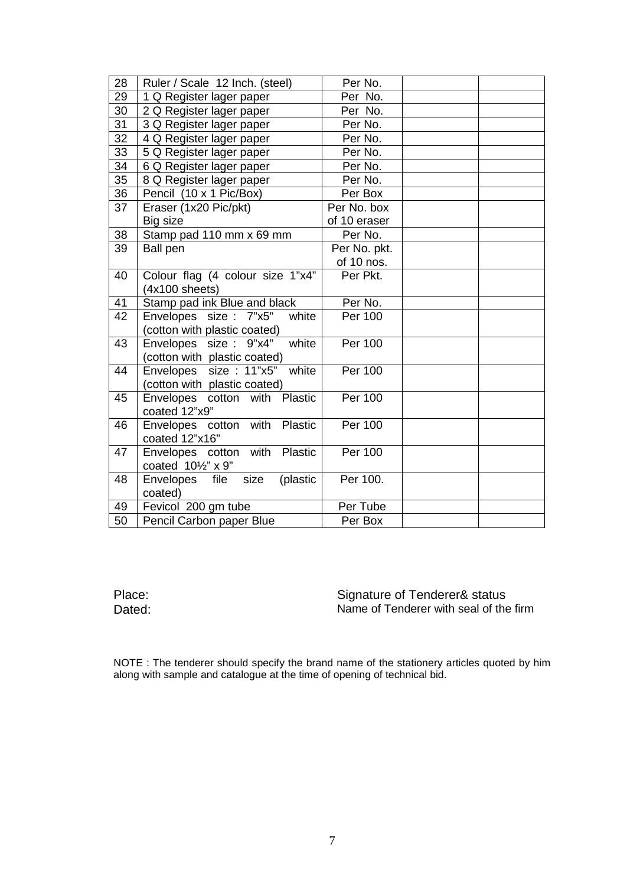| | | | | |
|---|---|---|---|---|
| 28 | Ruler / Scale 12 Inch. (steel) | Per No. | | |
| 29 | 1 Q Register lager paper | Per No. | | |
| 30 | 2 Q Register lager paper | Per No. | | |
| 31 | 3 Q Register lager paper | Per No. | | |
| 32 | 4 Q Register lager paper | Per No. | | |
| 33 | 5 Q Register lager paper | Per No. | | |
| 34 | 6 Q Register lager paper | Per No. | | |
| 35 | 8 Q Register lager paper | Per No. | | |
| 36 | Pencil (10 x 1 Pic/Box) | Per Box | | |
| 37 | Eraser (1x20 Pic/pkt) Big size | Per No. box of 10 eraser | | |
| 38 | Stamp pad 110 mm x 69 mm | Per No. | | |
| 39 | Ball pen | Per No. pkt. of 10 nos. | | |
| 40 | Colour flag (4 colour size 1"x4" (4x100 sheets) | Per Pkt. | | |
| 41 | Stamp pad ink Blue and black | Per No. | | |
| 42 | Envelopes size : 7"x5" white (cotton with plastic coated) | Per 100 | | |
| 43 | Envelopes size : 9"x4" white (cotton with plastic coated) | Per 100 | | |
| 44 | Envelopes size : 11"x5" white (cotton with plastic coated) | Per 100 | | |
| 45 | Envelopes cotton with Plastic coated 12"x9" | Per 100 | | |
| 46 | Envelopes cotton with Plastic coated 12"x16" | Per 100 | | |
| 47 | Envelopes cotton with Plastic coated 10½" x 9" | Per 100 | | |
| 48 | Envelopes file size (plastic coated) | Per 100. | | |
| 49 | Fevicol 200 gm tube | Per Tube | | |
| 50 | Pencil Carbon paper Blue | Per Box | | |

Place:
Dated:

Signature of Tenderer& status
Name of Tenderer with seal of the firm

NOTE : The tenderer should specify the brand name of the stationery articles quoted by him along with sample and catalogue at the time of opening of technical bid.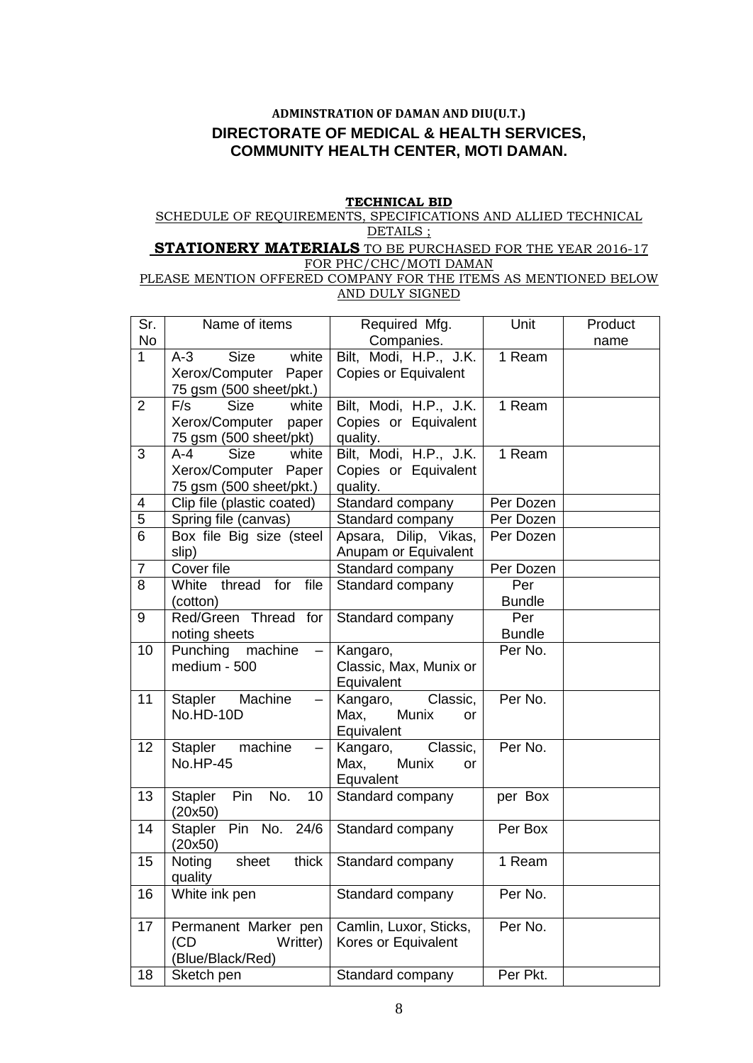**ADMINSTRATION OF DAMAN AND DIU(U.T.)**

**DIRECTORATE OF MEDICAL & HEALTH SERVICES, COMMUNITY HEALTH CENTER, MOTI DAMAN.**

**TECHNICAL BID**

SCHEDULE OF REQUIREMENTS, SPECIFICATIONS AND ALLIED TECHNICAL DETAILS ;

**STATIONERY MATERIALS** TO BE PURCHASED FOR THE YEAR 2016-17 FOR PHC/CHC/MOTI DAMAN

PLEASE MENTION OFFERED COMPANY FOR THE ITEMS AS MENTIONED BELOW AND DULY SIGNED

| Sr. No | Name of items | Required Mfg. Companies. | Unit | Product name |
|---|---|---|---|---|
| 1 | A-3 Size white Xerox/Computer Paper 75 gsm (500 sheet/pkt.) | Bilt, Modi, H.P., J.K. Copies or Equivalent | 1 Ream | |
| 2 | F/s Size white Xerox/Computer paper 75 gsm (500 sheet/pkt) | Bilt, Modi, H.P., J.K. Copies or Equivalent quality. | 1 Ream | |
| 3 | A-4 Size white Xerox/Computer Paper 75 gsm (500 sheet/pkt.) | Bilt, Modi, H.P., J.K. Copies or Equivalent quality. | 1 Ream | |
| 4 | Clip file (plastic coated) | Standard company | Per Dozen | |
| 5 | Spring file (canvas) | Standard company | Per Dozen | |
| 6 | Box file Big size (steel slip) | Apsara, Dilip, Vikas, Anupam or Equivalent | Per Dozen | |
| 7 | Cover file | Standard company | Per Dozen | |
| 8 | White thread for file (cotton) | Standard company | Per Bundle | |
| 9 | Red/Green Thread for noting sheets | Standard company | Per Bundle | |
| 10 | Punching machine – medium - 500 | Kangaro, Classic, Max, Munix or Equivalent | Per No. | |
| 11 | Stapler Machine – No.HD-10D | Kangaro, Classic, Max, Munix or Equivalent | Per No. | |
| 12 | Stapler machine – No.HP-45 | Kangaro, Classic, Max, Munix or Equvalent | Per No. | |
| 13 | Stapler Pin No. 10 (20x50) | Standard company | per Box | |
| 14 | Stapler Pin No. 24/6 (20x50) | Standard company | Per Box | |
| 15 | Noting sheet thick quality | Standard company | 1 Ream | |
| 16 | White ink pen | Standard company | Per No. | |
| 17 | Permanent Marker pen (CD Writter) (Blue/Black/Red) | Camlin, Luxor, Sticks, Kores or Equivalent | Per No. | |
| 18 | Sketch pen | Standard company | Per Pkt. | |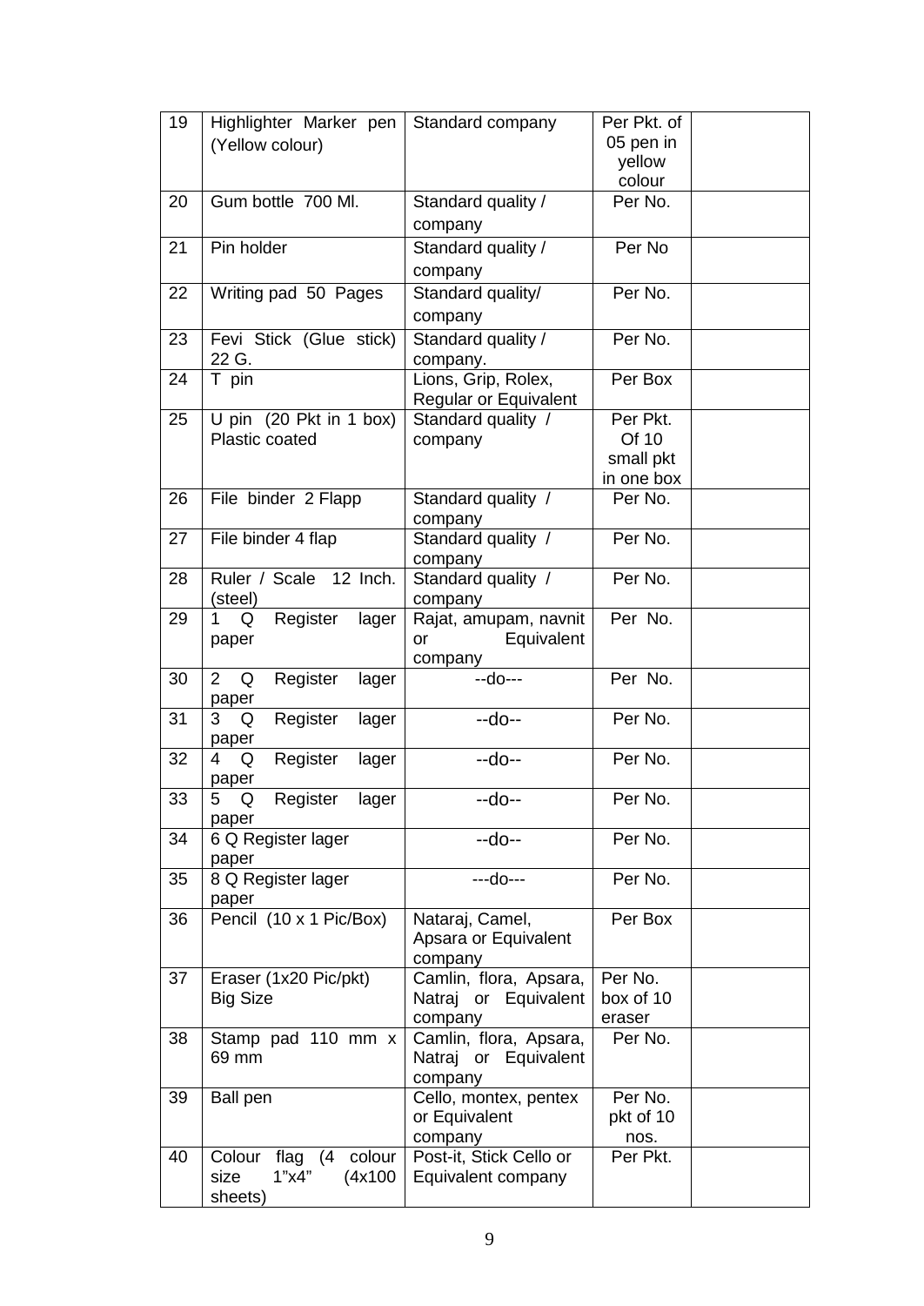| | | | | |
|---|---|---|---|---|
| 19 | Highlighter Marker pen (Yellow colour) | Standard company | Per Pkt. of 05 pen in yellow colour | |
| 20 | Gum bottle 700 Ml. | Standard quality / company | Per No. | |
| 21 | Pin holder | Standard quality / company | Per No | |
| 22 | Writing pad 50 Pages | Standard quality/ company | Per No. | |
| 23 | Fevi Stick (Glue stick) 22 G. | Standard quality / company. | Per No. | |
| 24 | T pin | Lions, Grip, Rolex, Regular or Equivalent | Per Box | |
| 25 | U pin (20 Pkt in 1 box) Plastic coated | Standard quality / company | Per Pkt. Of 10 small pkt in one box | |
| 26 | File binder 2 Flapp | Standard quality / company | Per No. | |
| 27 | File binder 4 flap | Standard quality / company | Per No. | |
| 28 | Ruler / Scale 12 Inch. (steel) | Standard quality / company | Per No. | |
| 29 | 1 Q Register lager paper | Rajat, amupam, navnit or Equivalent company | Per No. | |
| 30 | 2 Q Register lager paper | --do--- | Per No. | |
| 31 | 3 Q Register lager paper | --do-- | Per No. | |
| 32 | 4 Q Register lager paper | --do-- | Per No. | |
| 33 | 5 Q Register lager paper | --do-- | Per No. | |
| 34 | 6 Q Register lager paper | --do-- | Per No. | |
| 35 | 8 Q Register lager paper | ---do--- | Per No. | |
| 36 | Pencil (10 x 1 Pic/Box) | Nataraj, Camel, Apsara or Equivalent company | Per Box | |
| 37 | Eraser (1x20 Pic/pkt) Big Size | Camlin, flora, Apsara, Natraj or Equivalent company | Per No. box of 10 eraser | |
| 38 | Stamp pad 110 mm x 69 mm | Camlin, flora, Apsara, Natraj or Equivalent company | Per No. | |
| 39 | Ball pen | Cello, montex, pentex or Equivalent company | Per No. pkt of 10 nos. | |
| 40 | Colour flag (4 colour size 1"x4" (4x100 sheets) | Post-it, Stick Cello or Equivalent company | Per Pkt. | |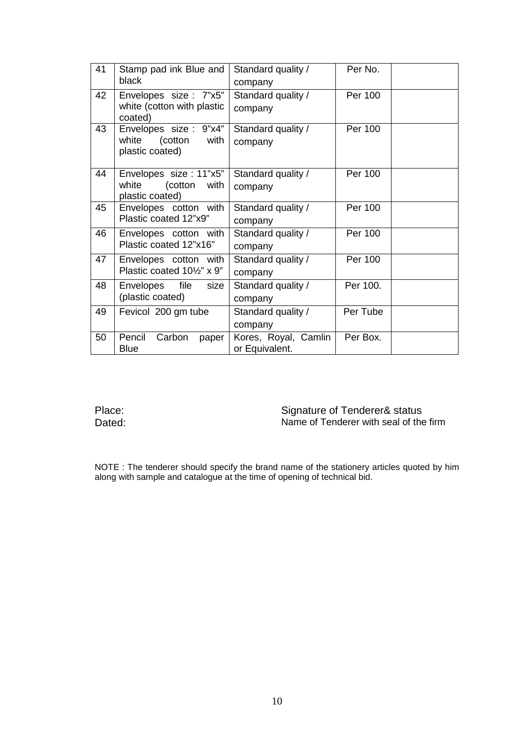| | | | | |
|---|---|---|---|---|
| 41 | Stamp pad ink Blue and black | Standard quality / company | Per No. | |
| 42 | Envelopes size : 7"x5" white (cotton with plastic coated) | Standard quality / company | Per 100 | |
| 43 | Envelopes size : 9"x4" white (cotton with plastic coated) | Standard quality / company | Per 100 | |
| 44 | Envelopes size : 11"x5" white (cotton with plastic coated) | Standard quality / company | Per 100 | |
| 45 | Envelopes cotton with Plastic coated 12"x9" | Standard quality / company | Per 100 | |
| 46 | Envelopes cotton with Plastic coated 12"x16" | Standard quality / company | Per 100 | |
| 47 | Envelopes cotton with Plastic coated 10½" x 9" | Standard quality / company | Per 100 | |
| 48 | Envelopes file size (plastic coated) | Standard quality / company | Per 100. | |
| 49 | Fevicol 200 gm tube | Standard quality / company | Per Tube | |
| 50 | Pencil Carbon paper Blue | Kores, Royal, Camlin or Equivalent. | Per Box. | |

Place:
Dated:

Signature of Tenderer& status
Name of Tenderer with seal of the firm

NOTE : The tenderer should specify the brand name of the stationery articles quoted by him along with sample and catalogue at the time of opening of technical bid.